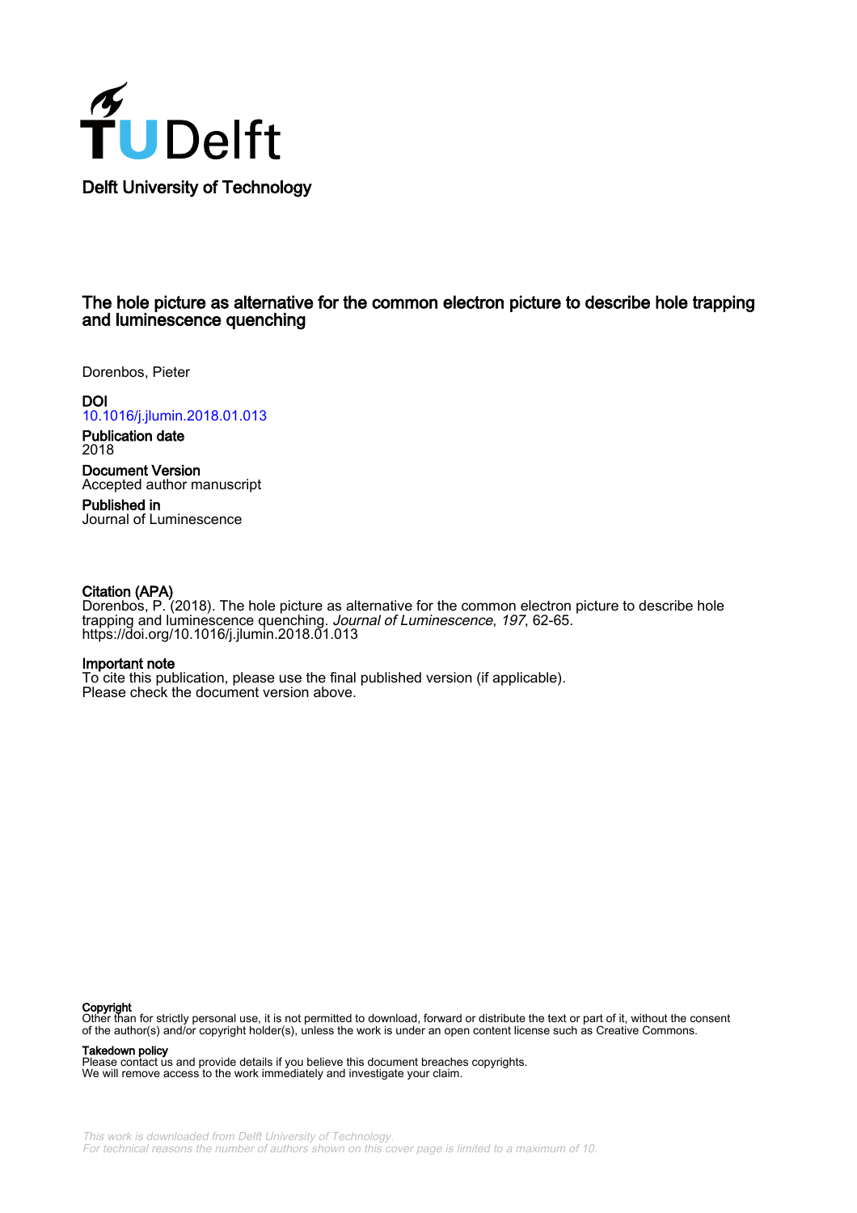Delft University of Technology

# The hole picture as alternative for the common electron picture to describe hole trapping and luminescence quenching

Dorenbos, Pieter

**DOI**
10.1016/j.jlumin.2018.01.013

**Publication date**
2018

**Document Version**
Accepted author manuscript

**Published in**
Journal of Luminescence

**Citation (APA)**
Dorenbos, P. (2018). The hole picture as alternative for the common electron picture to describe hole trapping and luminescence quenching. *Journal of Luminescence*, *197*, 62-65. https://doi.org/10.1016/j.jlumin.2018.01.013

**Important note**
To cite this publication, please use the final published version (if applicable).
Please check the document version above.

**Copyright**
Other than for strictly personal use, it is not permitted to download, forward or distribute the text or part of it, without the consent of the author(s) and/or copyright holder(s), unless the work is under an open content license such as Creative Commons.

**Takedown policy**
Please contact us and provide details if you believe this document breaches copyrights.
We will remove access to the work immediately and investigate your claim.

*This work is downloaded from Delft University of Technology.*
*For technical reasons the number of authors shown on this cover page is limited to a maximum of 10.*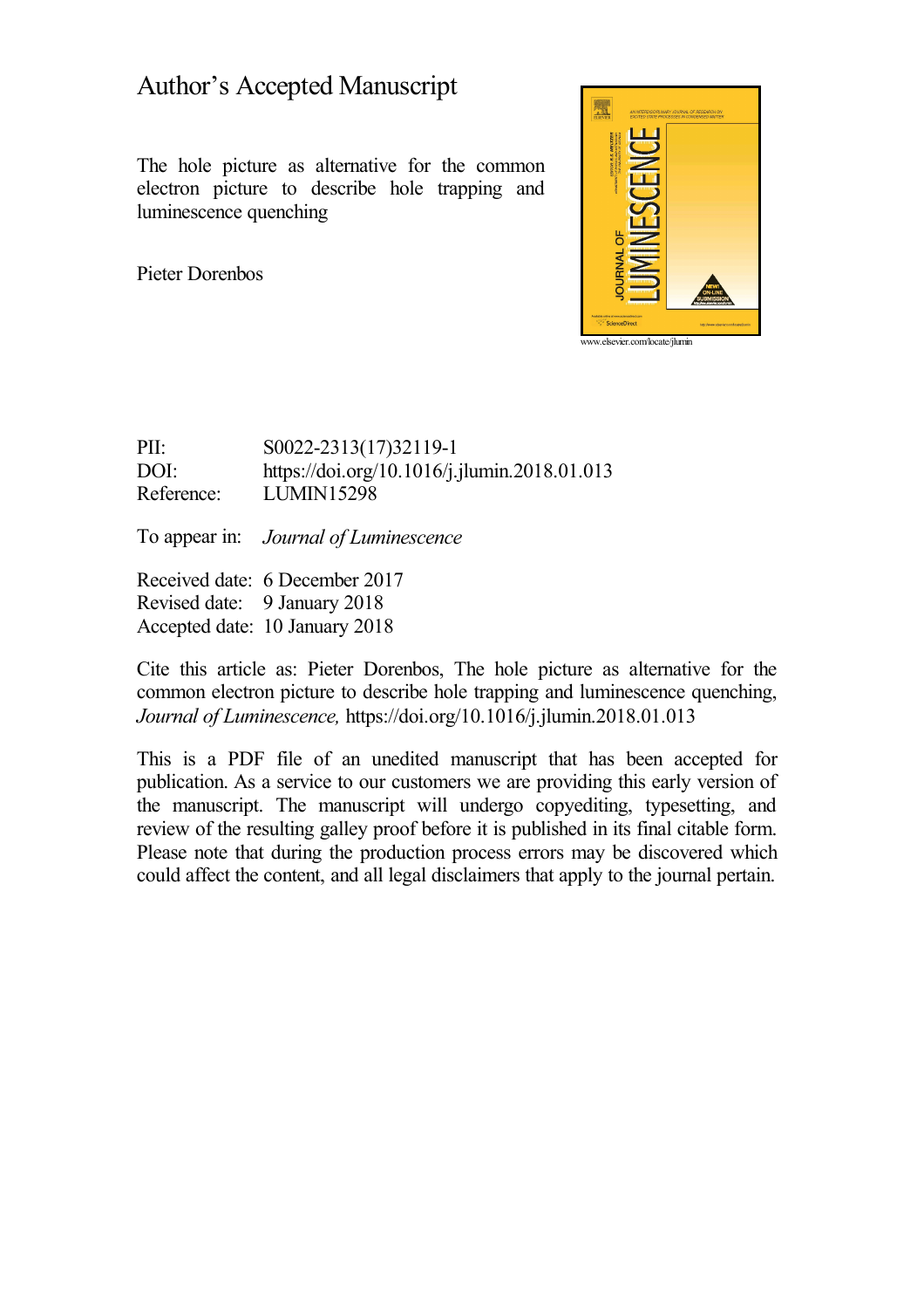# Author's Accepted Manuscript

The hole picture as alternative for the common electron picture to describe hole trapping and luminescence quenching

Pieter Dorenbos

www.elsevier.com/locate/jlumin

PII: S0022-2313(17)32119-1
DOI: https://doi.org/10.1016/j.jlumin.2018.01.013
Reference: LUMIN15298

To appear in: *Journal of Luminescence*

Received date: 6 December 2017
Revised date: 9 January 2018
Accepted date: 10 January 2018

Cite this article as: Pieter Dorenbos, The hole picture as alternative for the common electron picture to describe hole trapping and luminescence quenching, *Journal of Luminescence,* https://doi.org/10.1016/j.jlumin.2018.01.013

This is a PDF file of an unedited manuscript that has been accepted for publication. As a service to our customers we are providing this early version of the manuscript. The manuscript will undergo copyediting, typesetting, and review of the resulting galley proof before it is published in its final citable form. Please note that during the production process errors may be discovered which could affect the content, and all legal disclaimers that apply to the journal pertain.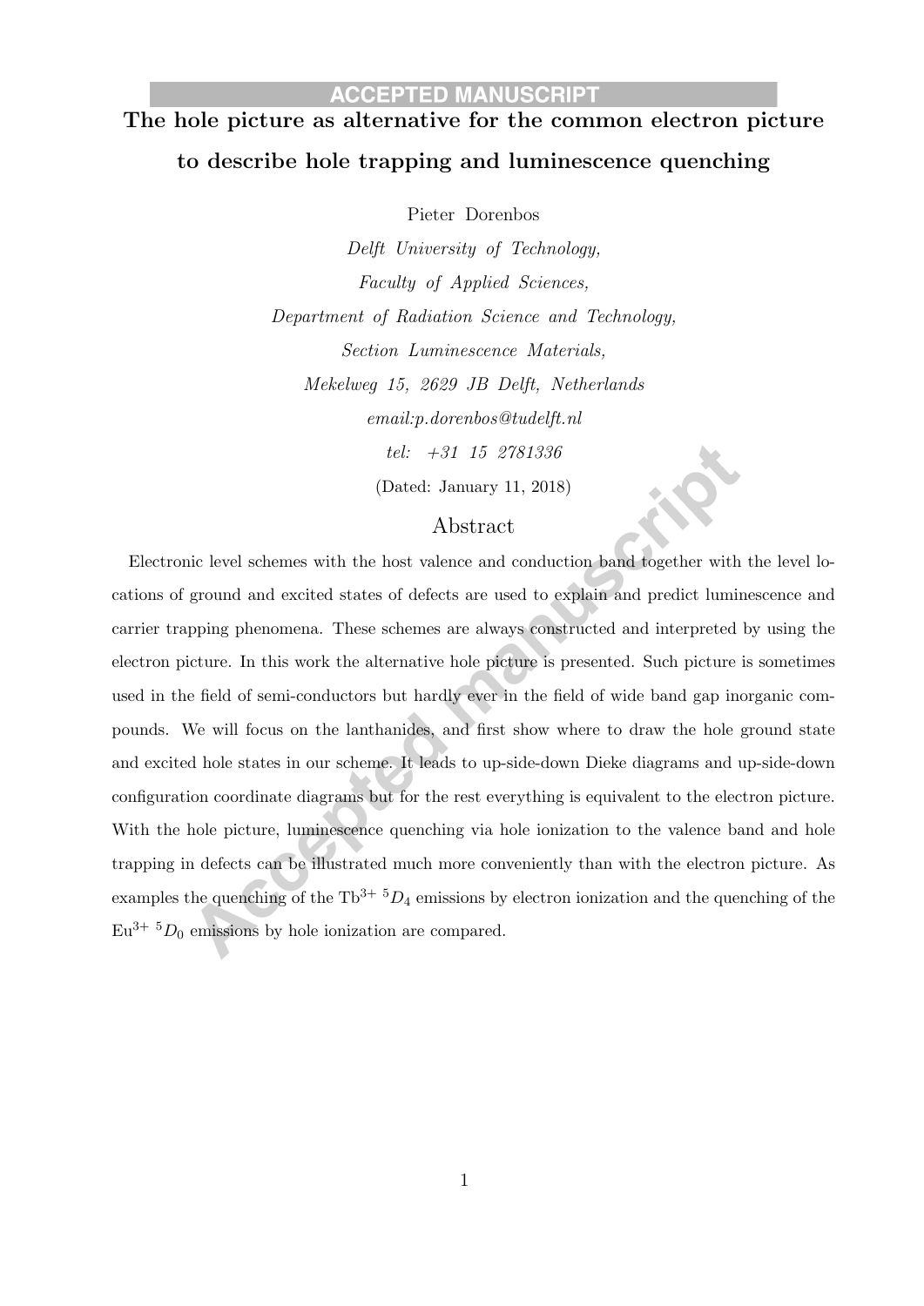# The hole picture as alternative for the common electron picture to describe hole trapping and luminescence quenching

Pieter Dorenbos

*Delft University of Technology,*
*Faculty of Applied Sciences,*
*Department of Radiation Science and Technology,*
*Section Luminescence Materials,*
*Mekelweg 15, 2629 JB Delft, Netherlands*
*email:p.dorenbos@tudelft.nl*
*tel: +31 15 2781336*

(Dated: January 11, 2018)

## Abstract

Electronic level schemes with the host valence and conduction band together with the level locations of ground and excited states of defects are used to explain and predict luminescence and carrier trapping phenomena. These schemes are always constructed and interpreted by using the electron picture. In this work the alternative hole picture is presented. Such picture is sometimes used in the field of semi-conductors but hardly ever in the field of wide band gap inorganic compounds. We will focus on the lanthanides, and first show where to draw the hole ground state and excited hole states in our scheme. It leads to up-side-down Dieke diagrams and up-side-down configuration coordinate diagrams but for the rest everything is equivalent to the electron picture. With the hole picture, luminescence quenching via hole ionization to the valence band and hole trapping in defects can be illustrated much more conveniently than with the electron picture. As examples the quenching of the $Tb^{3+}$ $^5D_4$ emissions by electron ionization and the quenching of the $Eu^{3+}$ $^5D_0$ emissions by hole ionization are compared.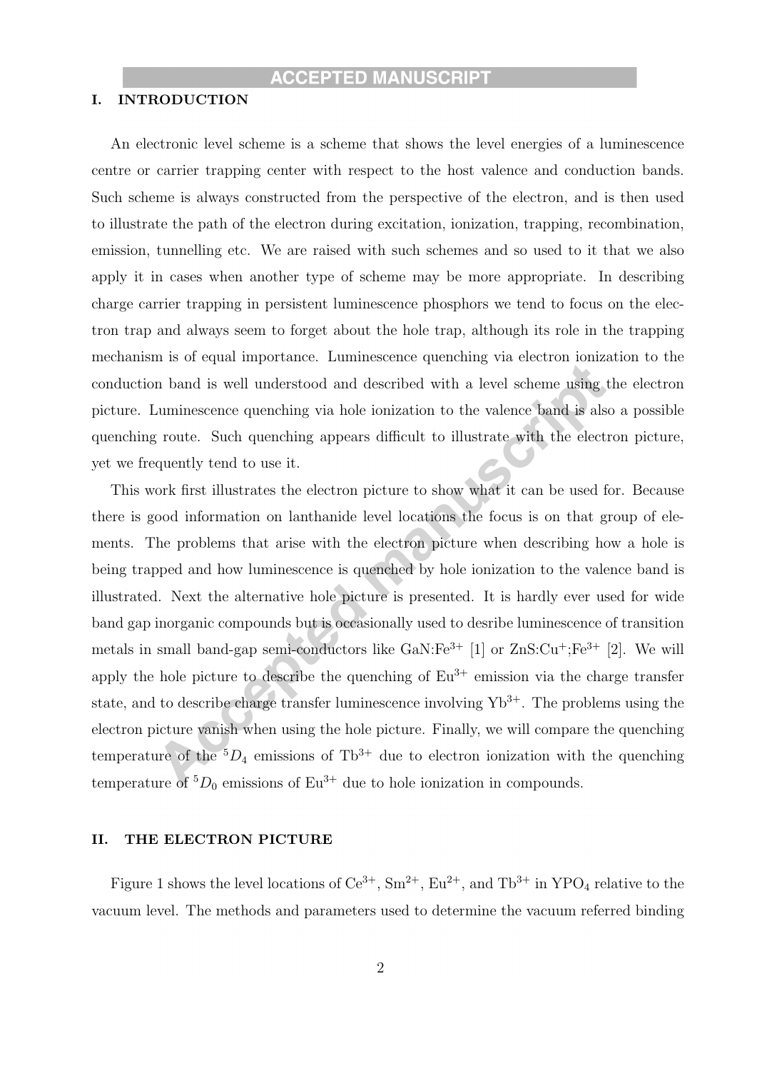## I. INTRODUCTION

An electronic level scheme is a scheme that shows the level energies of a luminescence centre or carrier trapping center with respect to the host valence and conduction bands. Such scheme is always constructed from the perspective of the electron, and is then used to illustrate the path of the electron during excitation, ionization, trapping, recombination, emission, tunnelling etc. We are raised with such schemes and so used to it that we also apply it in cases when another type of scheme may be more appropriate. In describing charge carrier trapping in persistent luminescence phosphors we tend to focus on the electron trap and always seem to forget about the hole trap, although its role in the trapping mechanism is of equal importance. Luminescence quenching via electron ionization to the conduction band is well understood and described with a level scheme using the electron picture. Luminescence quenching via hole ionization to the valence band is also a possible quenching route. Such quenching appears difficult to illustrate with the electron picture, yet we frequently tend to use it.

This work first illustrates the electron picture to show what it can be used for. Because there is good information on lanthanide level locations the focus is on that group of elements. The problems that arise with the electron picture when describing how a hole is being trapped and how luminescence is quenched by hole ionization to the valence band is illustrated. Next the alternative hole picture is presented. It is hardly ever used for wide band gap inorganic compounds but is occasionally used to desribe luminescence of transition metals in small band-gap semi-conductors like GaN:$Fe^{3+}$ [1] or ZnS:$Cu^{+}$;$Fe^{3+}$ [2]. We will apply the hole picture to describe the quenching of $Eu^{3+}$ emission via the charge transfer state, and to describe charge transfer luminescence involving $Yb^{3+}$. The problems using the electron picture vanish when using the hole picture. Finally, we will compare the quenching temperature of the $^5D_4$ emissions of $Tb^{3+}$ due to electron ionization with the quenching temperature of $^5D_0$ emissions of $Eu^{3+}$ due to hole ionization in compounds.

## II. THE ELECTRON PICTURE

Figure 1 shows the level locations of $Ce^{3+}$, $Sm^{2+}$, $Eu^{2+}$, and $Tb^{3+}$ in $YPO_4$ relative to the vacuum level. The methods and parameters used to determine the vacuum referred binding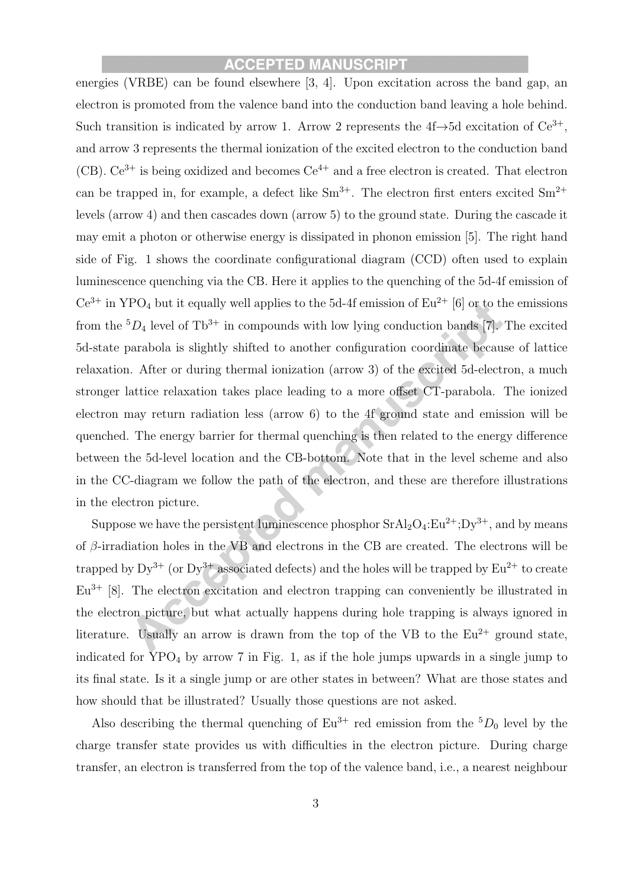energies (VRBE) can be found elsewhere [3, 4]. Upon excitation across the band gap, an electron is promoted from the valence band into the conduction band leaving a hole behind. Such transition is indicated by arrow 1. Arrow 2 represents the 4f→5d excitation of $Ce^{3+}$, and arrow 3 represents the thermal ionization of the excited electron to the conduction band (CB). $Ce^{3+}$ is being oxidized and becomes $Ce^{4+}$ and a free electron is created. That electron can be trapped in, for example, a defect like $Sm^{3+}$. The electron first enters excited $Sm^{2+}$ levels (arrow 4) and then cascades down (arrow 5) to the ground state. During the cascade it may emit a photon or otherwise energy is dissipated in phonon emission [5]. The right hand side of Fig. 1 shows the coordinate configurational diagram (CCD) often used to explain luminescence quenching via the CB. Here it applies to the quenching of the 5d-4f emission of $Ce^{3+}$ in $YPO_4$ but it equally well applies to the 5d-4f emission of $Eu^{2+}$ [6] or to the emissions from the $^5D_4$ level of $Tb^{3+}$ in compounds with low lying conduction bands [7]. The excited 5d-state parabola is slightly shifted to another configuration coordinate because of lattice relaxation. After or during thermal ionization (arrow 3) of the excited 5d-electron, a much stronger lattice relaxation takes place leading to a more offset CT-parabola. The ionized electron may return radiation less (arrow 6) to the 4f ground state and emission will be quenched. The energy barrier for thermal quenching is then related to the energy difference between the 5d-level location and the CB-bottom. Note that in the level scheme and also in the CC-diagram we follow the path of the electron, and these are therefore illustrations in the electron picture.

Suppose we have the persistent luminescence phosphor $SrAl_2O_4$:$Eu^{2+}$;$Dy^{3+}$, and by means of $\beta$-irradiation holes in the VB and electrons in the CB are created. The electrons will be trapped by $Dy^{3+}$ (or $Dy^{3+}$ associated defects) and the holes will be trapped by $Eu^{2+}$ to create $Eu^{3+}$ [8]. The electron excitation and electron trapping can conveniently be illustrated in the electron picture, but what actually happens during hole trapping is always ignored in literature. Usually an arrow is drawn from the top of the VB to the $Eu^{2+}$ ground state, indicated for $YPO_4$ by arrow 7 in Fig. 1, as if the hole jumps upwards in a single jump to its final state. Is it a single jump or are other states in between? What are those states and how should that be illustrated? Usually those questions are not asked.

Also describing the thermal quenching of $Eu^{3+}$ red emission from the $^5D_0$ level by the charge transfer state provides us with difficulties in the electron picture. During charge transfer, an electron is transferred from the top of the valence band, i.e., a nearest neighbour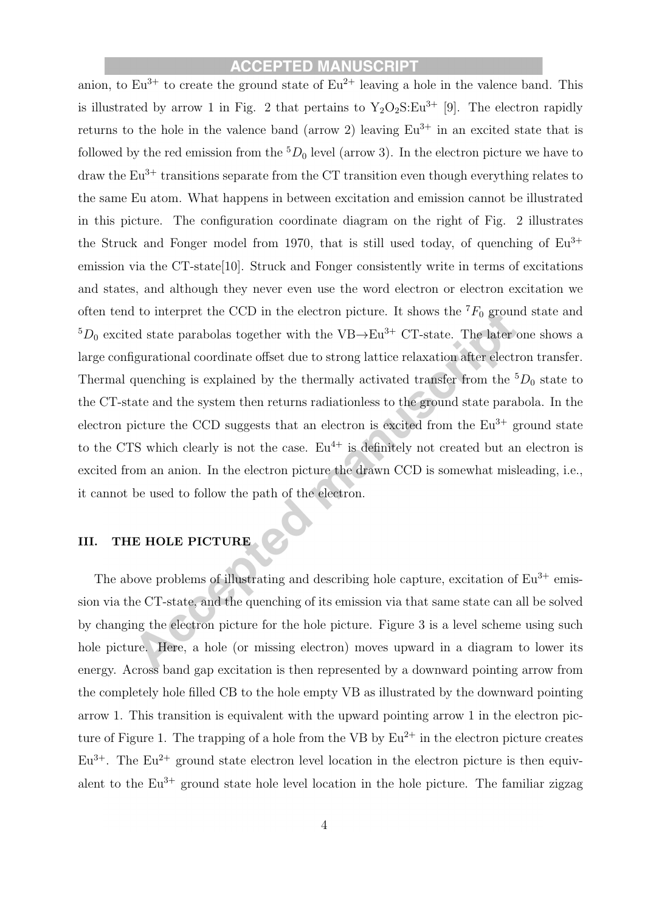anion, to $Eu^{3+}$ to create the ground state of $Eu^{2+}$ leaving a hole in the valence band. This is illustrated by arrow 1 in Fig. 2 that pertains to $Y_2O_2S$:$Eu^{3+}$ [9]. The electron rapidly returns to the hole in the valence band (arrow 2) leaving $Eu^{3+}$ in an excited state that is followed by the red emission from the $^5D_0$ level (arrow 3). In the electron picture we have to draw the $Eu^{3+}$ transitions separate from the CT transition even though everything relates to the same Eu atom. What happens in between excitation and emission cannot be illustrated in this picture. The configuration coordinate diagram on the right of Fig. 2 illustrates the Struck and Fonger model from 1970, that is still used today, of quenching of $Eu^{3+}$ emission via the CT-state[10]. Struck and Fonger consistently write in terms of excitations and states, and although they never even use the word electron or electron excitation we often tend to interpret the CCD in the electron picture. It shows the $^7F_0$ ground state and $^5D_0$ excited state parabolas together with the VB→$Eu^{3+}$ CT-state. The later one shows a large configurational coordinate offset due to strong lattice relaxation after electron transfer. Thermal quenching is explained by the thermally activated transfer from the $^5D_0$ state to the CT-state and the system then returns radiationless to the ground state parabola. In the electron picture the CCD suggests that an electron is excited from the $Eu^{3+}$ ground state to the CTS which clearly is not the case. $Eu^{4+}$ is definitely not created but an electron is excited from an anion. In the electron picture the drawn CCD is somewhat misleading, i.e., it cannot be used to follow the path of the electron.

## III. THE HOLE PICTURE

The above problems of illustrating and describing hole capture, excitation of $Eu^{3+}$ emission via the CT-state, and the quenching of its emission via that same state can all be solved by changing the electron picture for the hole picture. Figure 3 is a level scheme using such hole picture. Here, a hole (or missing electron) moves upward in a diagram to lower its energy. Across band gap excitation is then represented by a downward pointing arrow from the completely hole filled CB to the hole empty VB as illustrated by the downward pointing arrow 1. This transition is equivalent with the upward pointing arrow 1 in the electron picture of Figure 1. The trapping of a hole from the VB by $Eu^{2+}$ in the electron picture creates $Eu^{3+}$. The $Eu^{2+}$ ground state electron level location in the electron picture is then equivalent to the $Eu^{3+}$ ground state hole level location in the hole picture. The familiar zigzag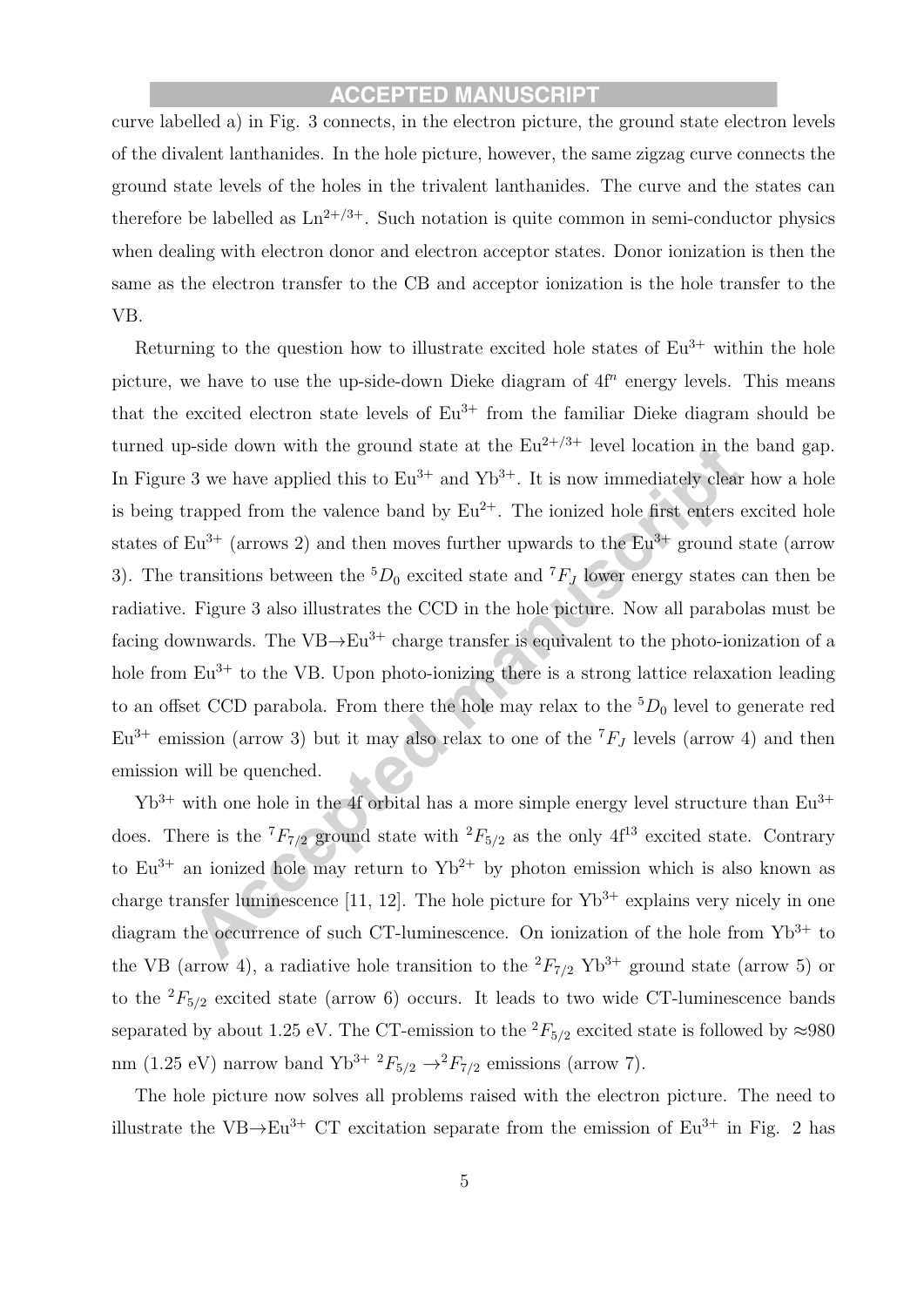curve labelled a) in Fig. 3 connects, in the electron picture, the ground state electron levels of the divalent lanthanides. In the hole picture, however, the same zigzag curve connects the ground state levels of the holes in the trivalent lanthanides. The curve and the states can therefore be labelled as $Ln^{2+/3+}$. Such notation is quite common in semi-conductor physics when dealing with electron donor and electron acceptor states. Donor ionization is then the same as the electron transfer to the CB and acceptor ionization is the hole transfer to the VB.

Returning to the question how to illustrate excited hole states of $Eu^{3+}$ within the hole picture, we have to use the up-side-down Dieke diagram of $4f^n$ energy levels. This means that the excited electron state levels of $Eu^{3+}$ from the familiar Dieke diagram should be turned up-side down with the ground state at the $Eu^{2+/3+}$ level location in the band gap. In Figure 3 we have applied this to $Eu^{3+}$ and $Yb^{3+}$. It is now immediately clear how a hole is being trapped from the valence band by $Eu^{2+}$. The ionized hole first enters excited hole states of $Eu^{3+}$ (arrows 2) and then moves further upwards to the $Eu^{3+}$ ground state (arrow 3). The transitions between the $^5D_0$ excited state and $^7F_J$ lower energy states can then be radiative. Figure 3 also illustrates the CCD in the hole picture. Now all parabolas must be facing downwards. The VB→$Eu^{3+}$ charge transfer is equivalent to the photo-ionization of a hole from $Eu^{3+}$ to the VB. Upon photo-ionizing there is a strong lattice relaxation leading to an offset CCD parabola. From there the hole may relax to the $^5D_0$ level to generate red $Eu^{3+}$ emission (arrow 3) but it may also relax to one of the $^7F_J$ levels (arrow 4) and then emission will be quenched.

$Yb^{3+}$ with one hole in the 4f orbital has a more simple energy level structure than $Eu^{3+}$ does. There is the $^7F_{7/2}$ ground state with $^2F_{5/2}$ as the only $4f^{13}$ excited state. Contrary to $Eu^{3+}$ an ionized hole may return to $Yb^{2+}$ by photon emission which is also known as charge transfer luminescence [11, 12]. The hole picture for $Yb^{3+}$ explains very nicely in one diagram the occurrence of such CT-luminescence. On ionization of the hole from $Yb^{3+}$ to the VB (arrow 4), a radiative hole transition to the $^2F_{7/2}$ $Yb^{3+}$ ground state (arrow 5) or to the $^2F_{5/2}$ excited state (arrow 6) occurs. It leads to two wide CT-luminescence bands separated by about 1.25 eV. The CT-emission to the $^2F_{5/2}$ excited state is followed by ≈980 nm (1.25 eV) narrow band $Yb^{3+}$ $^2F_{5/2} \rightarrow ^2F_{7/2}$ emissions (arrow 7).

The hole picture now solves all problems raised with the electron picture. The need to illustrate the VB→$Eu^{3+}$ CT excitation separate from the emission of $Eu^{3+}$ in Fig. 2 has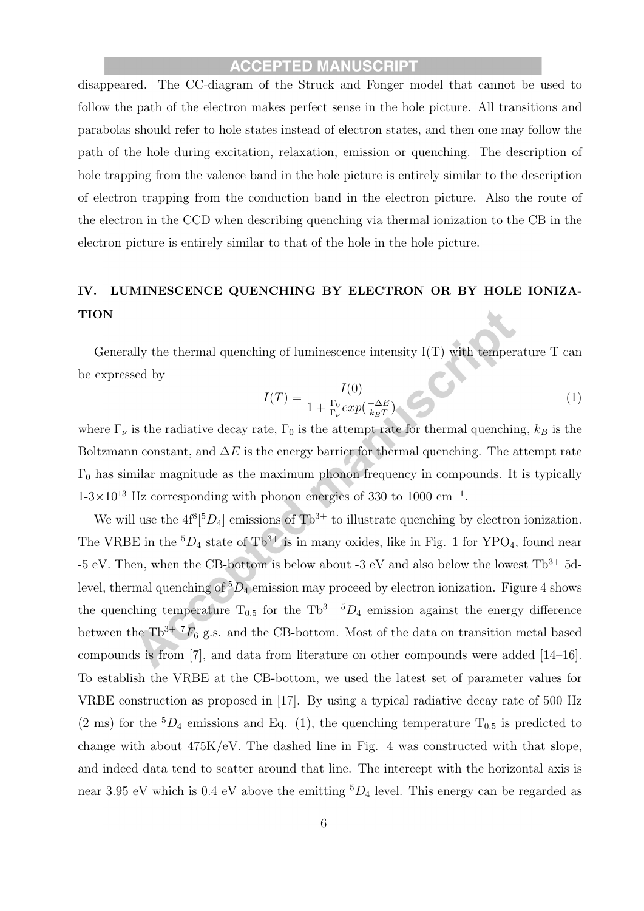disappeared. The CC-diagram of the Struck and Fonger model that cannot be used to follow the path of the electron makes perfect sense in the hole picture. All transitions and parabolas should refer to hole states instead of electron states, and then one may follow the path of the hole during excitation, relaxation, emission or quenching. The description of hole trapping from the valence band in the hole picture is entirely similar to the description of electron trapping from the conduction band in the electron picture. Also the route of the electron in the CCD when describing quenching via thermal ionization to the CB in the electron picture is entirely similar to that of the hole in the hole picture.

## IV. LUMINESCENCE QUENCHING BY ELECTRON OR BY HOLE IONIZATION

Generally the thermal quenching of luminescence intensity I(T) with temperature T can be expressed by

$$I(T) = \frac{I(0)}{1 + \frac{\Gamma_0}{\Gamma_\nu} exp(\frac{-\Delta E}{k_B T})} \tag{1}$$

where $\Gamma_\nu$ is the radiative decay rate, $\Gamma_0$ is the attempt rate for thermal quenching, $k_B$ is the Boltzmann constant, and $\Delta E$ is the energy barrier for thermal quenching. The attempt rate $\Gamma_0$ has similar magnitude as the maximum phonon frequency in compounds. It is typically 1-3$\times 10^{13}$ Hz corresponding with phonon energies of 330 to 1000 cm$^{-1}$.

We will use the 4f$^8$[$^5D_4$] emissions of $Tb^{3+}$ to illustrate quenching by electron ionization. The VRBE in the $^5D_4$ state of $Tb^{3+}$ is in many oxides, like in Fig. 1 for $YPO_4$, found near -5 eV. Then, when the CB-bottom is below about -3 eV and also below the lowest $Tb^{3+}$ 5d-level, thermal quenching of $^5D_4$ emission may proceed by electron ionization. Figure 4 shows the quenching temperature $T_{0.5}$ for the $Tb^{3+}$ $^5D_4$ emission against the energy difference between the $Tb^{3+}$ $^7F_6$ g.s. and the CB-bottom. Most of the data on transition metal based compounds is from [7], and data from literature on other compounds were added [14–16]. To establish the VRBE at the CB-bottom, we used the latest set of parameter values for VRBE construction as proposed in [17]. By using a typical radiative decay rate of 500 Hz (2 ms) for the $^5D_4$ emissions and Eq. (1), the quenching temperature $T_{0.5}$ is predicted to change with about 475K/eV. The dashed line in Fig. 4 was constructed with that slope, and indeed data tend to scatter around that line. The intercept with the horizontal axis is near 3.95 eV which is 0.4 eV above the emitting $^5D_4$ level. This energy can be regarded as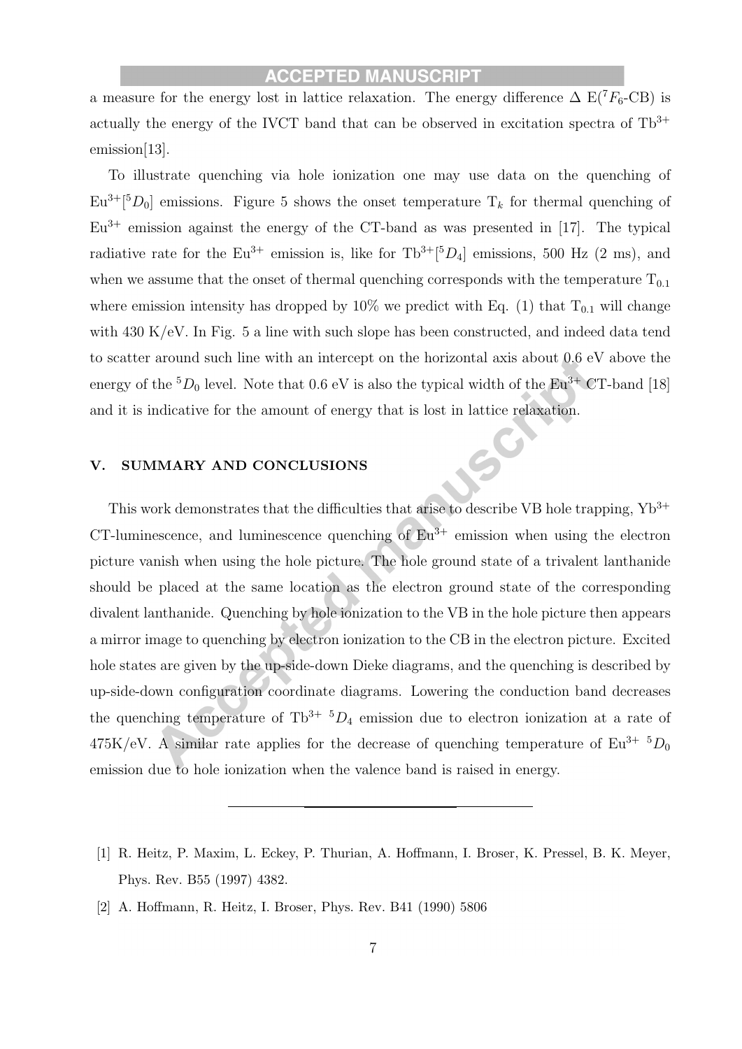a measure for the energy lost in lattice relaxation. The energy difference Δ E($^7F_6$-CB) is actually the energy of the IVCT band that can be observed in excitation spectra of $Tb^{3+}$ emission[13].

To illustrate quenching via hole ionization one may use data on the quenching of $Eu^{3+}$[$^5D_0$] emissions. Figure 5 shows the onset temperature $T_k$ for thermal quenching of $Eu^{3+}$ emission against the energy of the CT-band as was presented in [17]. The typical radiative rate for the $Eu^{3+}$ emission is, like for $Tb^{3+}$[$^5D_4$] emissions, 500 Hz (2 ms), and when we assume that the onset of thermal quenching corresponds with the temperature $T_{0.1}$ where emission intensity has dropped by 10% we predict with Eq. (1) that $T_{0.1}$ will change with 430 K/eV. In Fig. 5 a line with such slope has been constructed, and indeed data tend to scatter around such line with an intercept on the horizontal axis about 0.6 eV above the energy of the $^5D_0$ level. Note that 0.6 eV is also the typical width of the $Eu^{3+}$ CT-band [18] and it is indicative for the amount of energy that is lost in lattice relaxation.

## V. SUMMARY AND CONCLUSIONS

This work demonstrates that the difficulties that arise to describe VB hole trapping, $Yb^{3+}$ CT-luminescence, and luminescence quenching of $Eu^{3+}$ emission when using the electron picture vanish when using the hole picture. The hole ground state of a trivalent lanthanide should be placed at the same location as the electron ground state of the corresponding divalent lanthanide. Quenching by hole ionization to the VB in the hole picture then appears a mirror image to quenching by electron ionization to the CB in the electron picture. Excited hole states are given by the up-side-down Dieke diagrams, and the quenching is described by up-side-down configuration coordinate diagrams. Lowering the conduction band decreases the quenching temperature of $Tb^{3+}$ $^5D_4$ emission due to electron ionization at a rate of 475K/eV. A similar rate applies for the decrease of quenching temperature of $Eu^{3+}$ $^5D_0$ emission due to hole ionization when the valence band is raised in energy.

---

[1] R. Heitz, P. Maxim, L. Eckey, P. Thurian, A. Hoffmann, I. Broser, K. Pressel, B. K. Meyer, Phys. Rev. B55 (1997) 4382.

[2] A. Hoffmann, R. Heitz, I. Broser, Phys. Rev. B41 (1990) 5806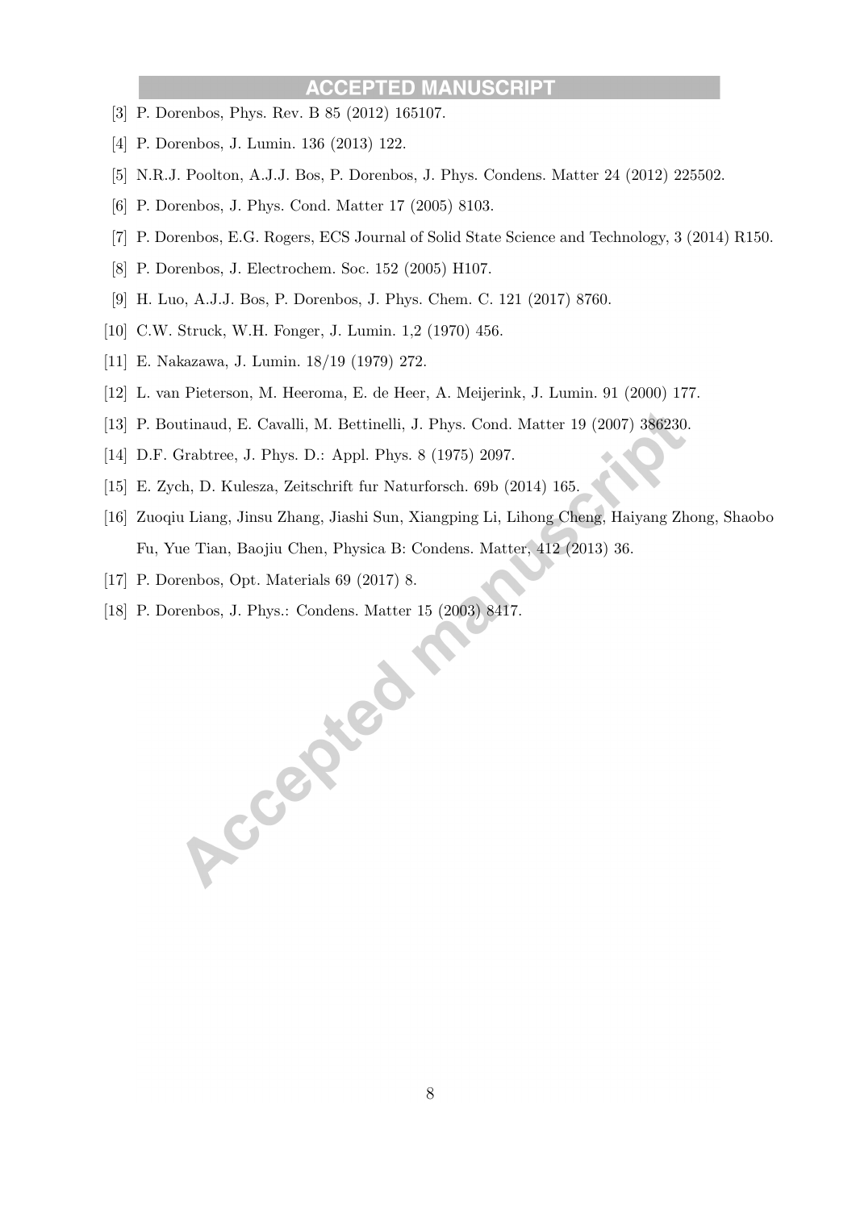[3] P. Dorenbos, Phys. Rev. B 85 (2012) 165107.

[4] P. Dorenbos, J. Lumin. 136 (2013) 122.

[5] N.R.J. Poolton, A.J.J. Bos, P. Dorenbos, J. Phys. Condens. Matter 24 (2012) 225502.

[6] P. Dorenbos, J. Phys. Cond. Matter 17 (2005) 8103.

[7] P. Dorenbos, E.G. Rogers, ECS Journal of Solid State Science and Technology, 3 (2014) R150.

[8] P. Dorenbos, J. Electrochem. Soc. 152 (2005) H107.

[9] H. Luo, A.J.J. Bos, P. Dorenbos, J. Phys. Chem. C. 121 (2017) 8760.

[10] C.W. Struck, W.H. Fonger, J. Lumin. 1,2 (1970) 456.

[11] E. Nakazawa, J. Lumin. 18/19 (1979) 272.

[12] L. van Pieterson, M. Heeroma, E. de Heer, A. Meijerink, J. Lumin. 91 (2000) 177.

[13] P. Boutinaud, E. Cavalli, M. Bettinelli, J. Phys. Cond. Matter 19 (2007) 386230.

[14] D.F. Grabtree, J. Phys. D.: Appl. Phys. 8 (1975) 2097.

[15] E. Zych, D. Kulesza, Zeitschrift fur Naturforsch. 69b (2014) 165.

[16] Zuoqiu Liang, Jinsu Zhang, Jiashi Sun, Xiangping Li, Lihong Cheng, Haiyang Zhong, Shaobo Fu, Yue Tian, Baojiu Chen, Physica B: Condens. Matter, 412 (2013) 36.

[17] P. Dorenbos, Opt. Materials 69 (2017) 8.

[18] P. Dorenbos, J. Phys.: Condens. Matter 15 (2003) 8417.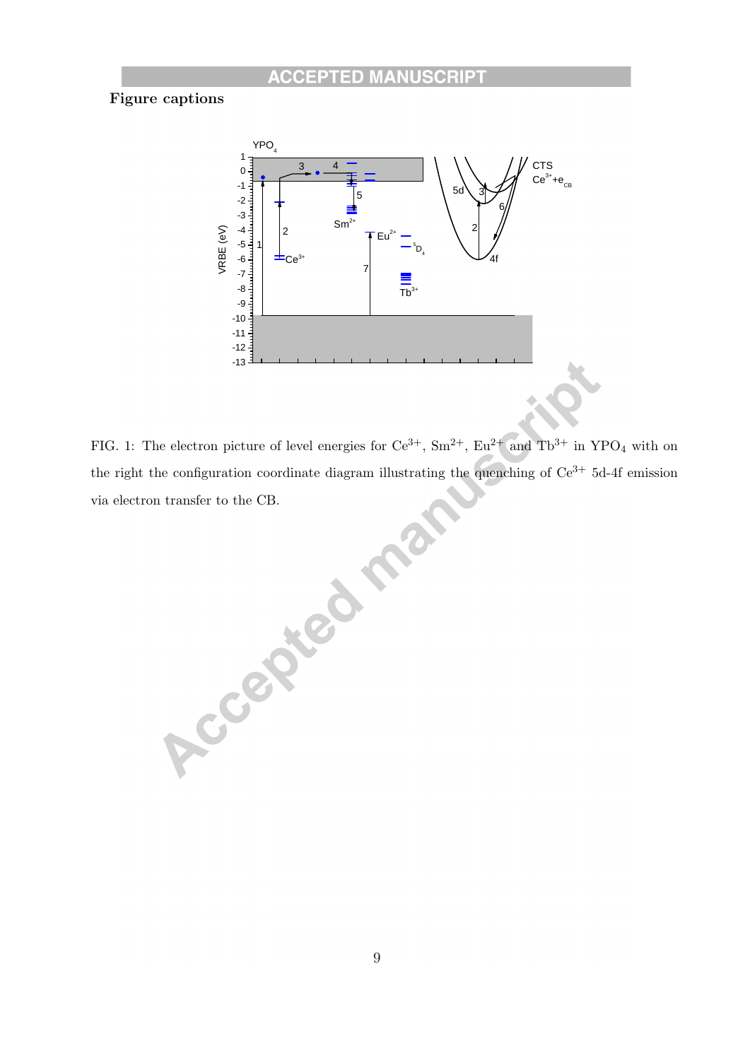**Figure captions**

FIG. 1: The electron picture of level energies for $Ce^{3+}$, $Sm^{2+}$, $Eu^{2+}$ and $Tb^{3+}$ in $YPO_4$ with on the right the configuration coordinate diagram illustrating the quenching of $Ce^{3+}$ 5d-4f emission via electron transfer to the CB.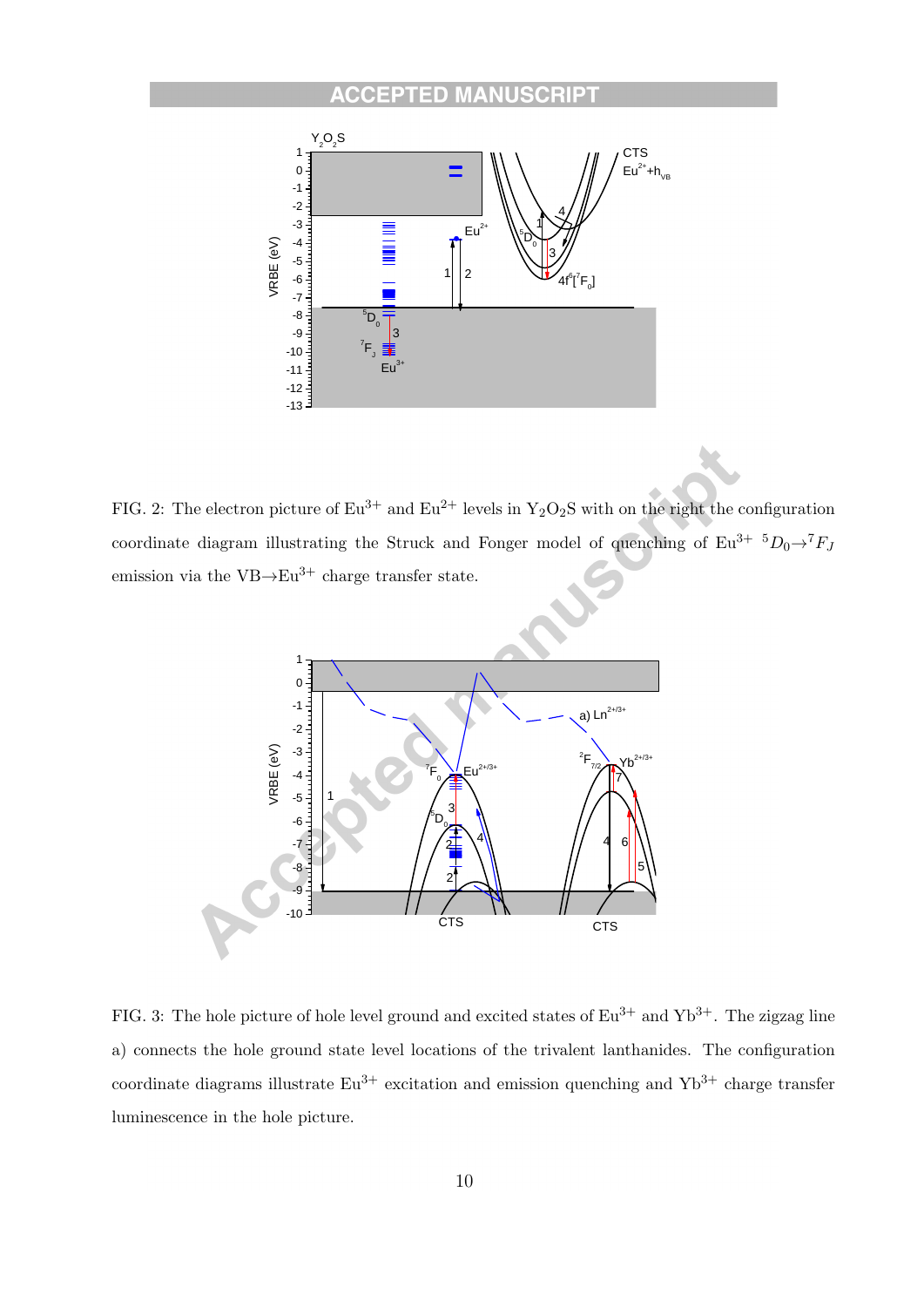FIG. 2: The electron picture of $Eu^{3+}$ and $Eu^{2+}$ levels in $Y_2O_2S$ with on the right the configuration coordinate diagram illustrating the Struck and Fonger model of quenching of $Eu^{3+}$ $^5D_0 \rightarrow {}^7F_J$ emission via the $VB \rightarrow Eu^{3+}$ charge transfer state.

FIG. 3: The hole picture of hole level ground and excited states of $Eu^{3+}$ and $Yb^{3+}$. The zigzag line a) connects the hole ground state level locations of the trivalent lanthanides. The configuration coordinate diagrams illustrate $Eu^{3+}$ excitation and emission quenching and $Yb^{3+}$ charge transfer luminescence in the hole picture.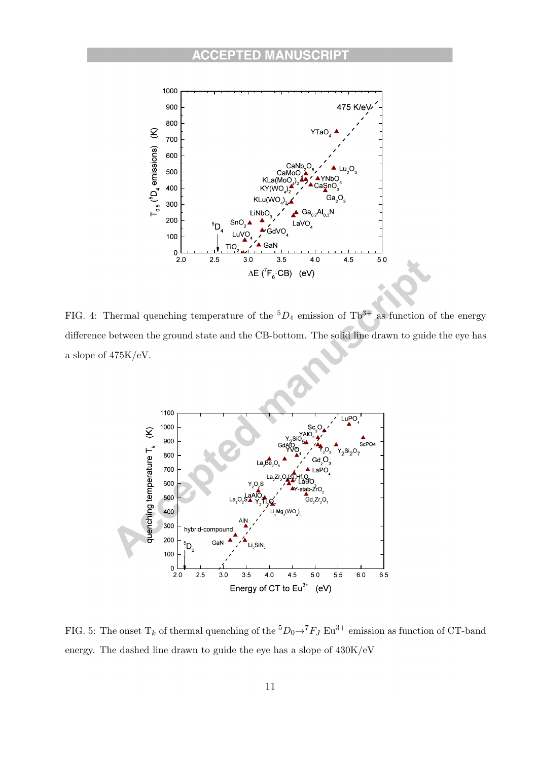475 K/eV

$T_{0.5}$ ($^5D_4$ emissions) (K)

$\Delta E$ ($^7F_6$-CB) (eV)

YTaO4, CaNb2O6, CaMoO4, Lu2O3, KLa(MoO4)2, YNbO4, KY(WO4)2, CaSnO3, KLu(WO4)2, Ga2O3, LiNbO3, Ga0.7Al0.3N, SnO2, LaVO4, 5D4, GdVO4, LuVO4, TiO2, GaN

FIG. 4: Thermal quenching temperature of the $^5D_4$ emission of $Tb^{3+}$ as function of the energy difference between the ground state and the CB-bottom. The solid line drawn to guide the eye has a slope of 475K/eV.

quenching temperature $T_k$ (K)

Energy of CT to $Eu^{3+}$ (eV)

LuPO4, Sc2O3, YAlO3, Y2SiO5, ScPO4, GdAlO3, YVO4, Y2O3, Y2Si2O7, Gd2O3, La2Be2O5, LaPO4, La2Zr2O7, La2Hf2O7, LaBO3, Y2O2S, Y-stab-ZrO2, LaAlO3, La2O2S, Y2Ti2O7, Gd2Zr2O7, Li2Mg2(WO4)3, AlN, hybrid-compound, GaN, 5D0, Li2SiN2

FIG. 5: The onset $T_k$ of thermal quenching of the $^5D_0 \rightarrow ^7F_J$ $Eu^{3+}$ emission as function of CT-band energy. The dashed line drawn to guide the eye has a slope of 430K/eV